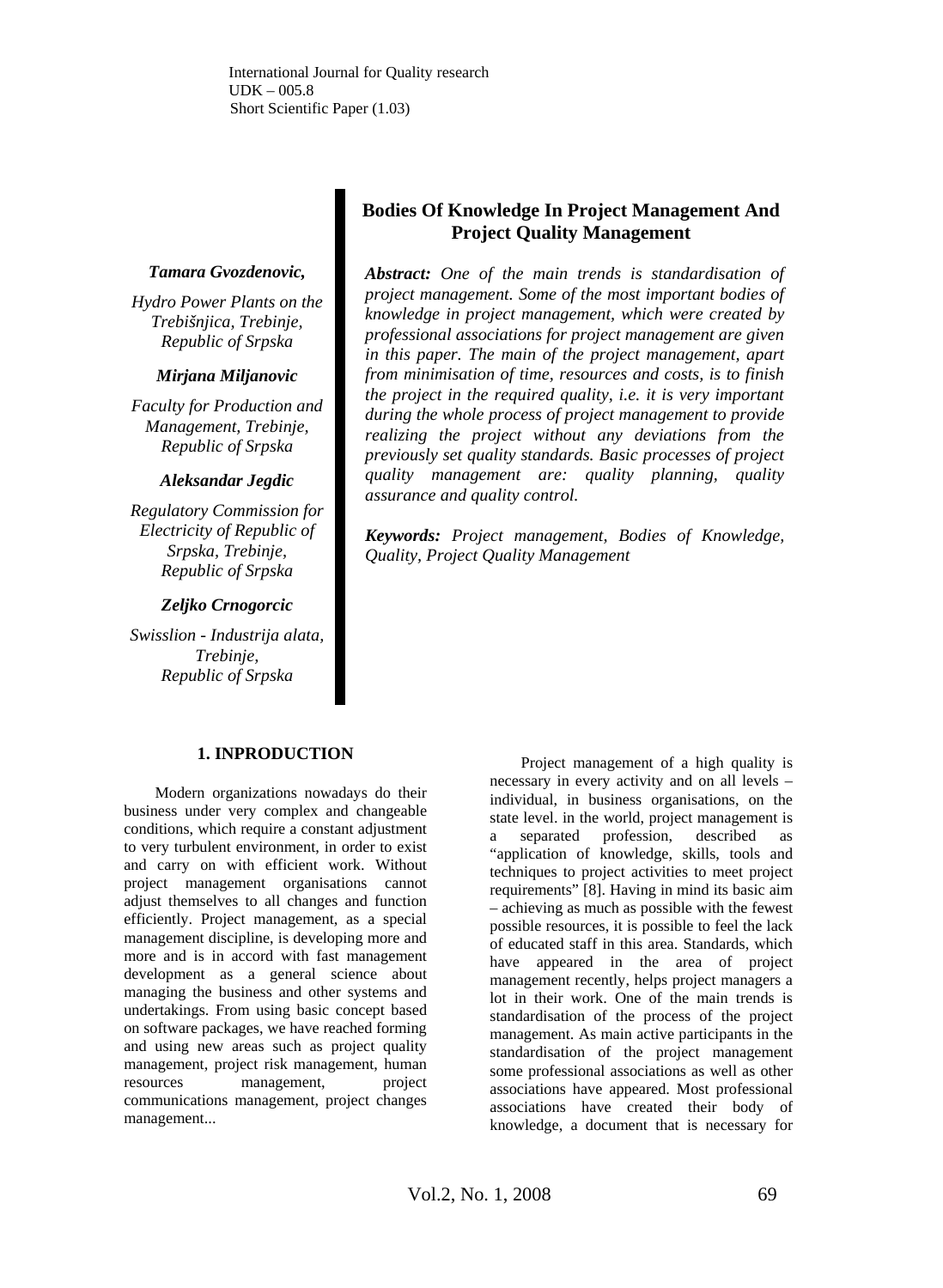International Journal for Quality research
UDK – 005.8
Short Scientific Paper (1.03)

# Bodies Of Knowledge In Project Management And Project Quality Management

***Tamara Gvozdenovic,***

*Hydro Power Plants on the Trebišnjica, Trebinje, Republic of Srpska*

***Mirjana Miljanovic***

*Faculty for Production and Management, Trebinje, Republic of Srpska*

***Aleksandar Jegdic***

*Regulatory Commission for Electricity of Republic of Srpska, Trebinje, Republic of Srpska*

***Zeljko Crnogorcic***

*Swisslion - Industrija alata, Trebinje, Republic of Srpska*

***Abstract:*** *One of the main trends is standardisation of project management. Some of the most important bodies of knowledge in project management, which were created by professional associations for project management are given in this paper. The main of the project management, apart from minimisation of time, resources and costs, is to finish the project in the required quality, i.e. it is very important during the whole process of project management to provide realizing the project without any deviations from the previously set quality standards. Basic processes of project quality management are: quality planning, quality assurance and quality control.*

***Keywords:*** *Project management, Bodies of Knowledge, Quality, Project Quality Management*

## 1. INPRODUCTION

Modern organizations nowadays do their business under very complex and changeable conditions, which require a constant adjustment to very turbulent environment, in order to exist and carry on with efficient work. Without project management organisations cannot adjust themselves to all changes and function efficiently. Project management, as a special management discipline, is developing more and more and is in accord with fast management development as a general science about managing the business and other systems and undertakings. From using basic concept based on software packages, we have reached forming and using new areas such as project quality management, project risk management, human resources management, project communications management, project changes management...

Project management of a high quality is necessary in every activity and on all levels – individual, in business organisations, on the state level. in the world, project management is a separated profession, described as "application of knowledge, skills, tools and techniques to project activities to meet project requirements" [8]. Having in mind its basic aim – achieving as much as possible with the fewest possible resources, it is possible to feel the lack of educated staff in this area. Standards, which have appeared in the area of project management recently, helps project managers a lot in their work. One of the main trends is standardisation of the process of the project management. As main active participants in the standardisation of the project management some professional associations as well as other associations have appeared. Most professional associations have created their body of knowledge, a document that is necessary for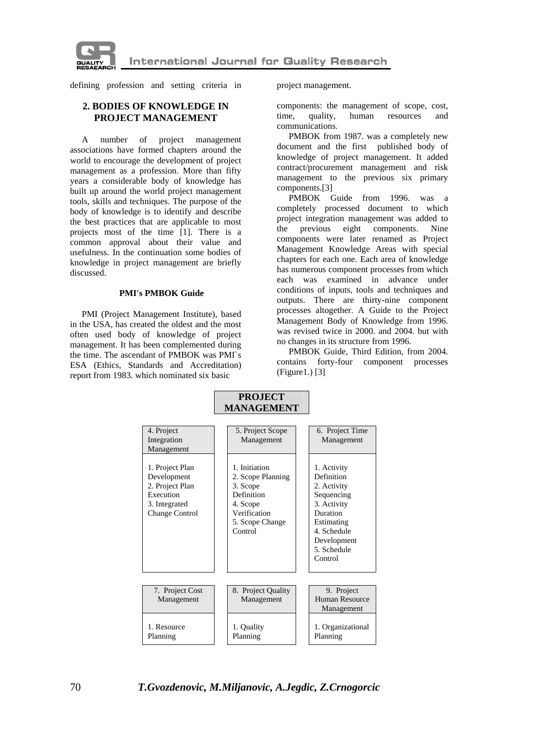defining profession and setting criteria in project management.

## 2. BODIES OF KNOWLEDGE IN PROJECT MANAGEMENT

A number of project management associations have formed chapters around the world to encourage the development of project management as a profession. More than fifty years a considerable body of knowledge has built up around the world project management tools, skills and techniques. The purpose of the body of knowledge is to identify and describe the best practices that are applicable to most projects most of the time [1]. There is a common approval about their value and usefulness. In the continuation some bodies of knowledge in project management are briefly discussed.

### PMI's PMBOK Guide

PMI (Project Management Institute), based in the USA, has created the oldest and the most often used body of knowledge of project management. It has been complemented during the time. The ascendant of PMBOK was PMI`s ESA (Ethics, Standards and Accreditation) report from 1983. which nominated six basic components: the management of scope, cost, time, quality, human resources and communications.

PMBOK from 1987. was a completely new document and the first published body of knowledge of project management. It added contract/procurement management and risk management to the previous six primary components.[3]

PMBOK Guide from 1996. was a completely processed document to which project integration management was added to the previous eight components. Nine components were later renamed as Project Management Knowledge Areas with special chapters for each one. Each area of knowledge has numerous component processes from which each was examined in advance under conditions of inputs, tools and techniques and outputs. There are thirty-nine component processes altogether. A Guide to the Project Management Body of Knowledge from 1996. was revised twice in 2000. and 2004. but with no changes in its structure from 1996.

PMBOK Guide, Third Edition, from 2004. contains forty-four component processes (Figure1.) [3]

**PROJECT MANAGEMENT**

| 4. Project Integration Management | 5. Project Scope Management | 6. Project Time Management |
|---|---|---|
| 1. Project Plan Development<br>2. Project Plan Execution<br>3. Integrated Change Control | 1. Initiation<br>2. Scope Planning<br>3. Scope Definition<br>4. Scope Verification<br>5. Scope Change Control | 1. Activity Definition<br>2. Activity Sequencing<br>3. Activity Duration Estimating<br>4. Schedule Development<br>5. Schedule Control |

| 7. Project Cost Management | 8. Project Quality Management | 9. Project Human Resource Management |
|---|---|---|
| 1. Resource Planning | 1. Quality Planning | 1. Organizational Planning |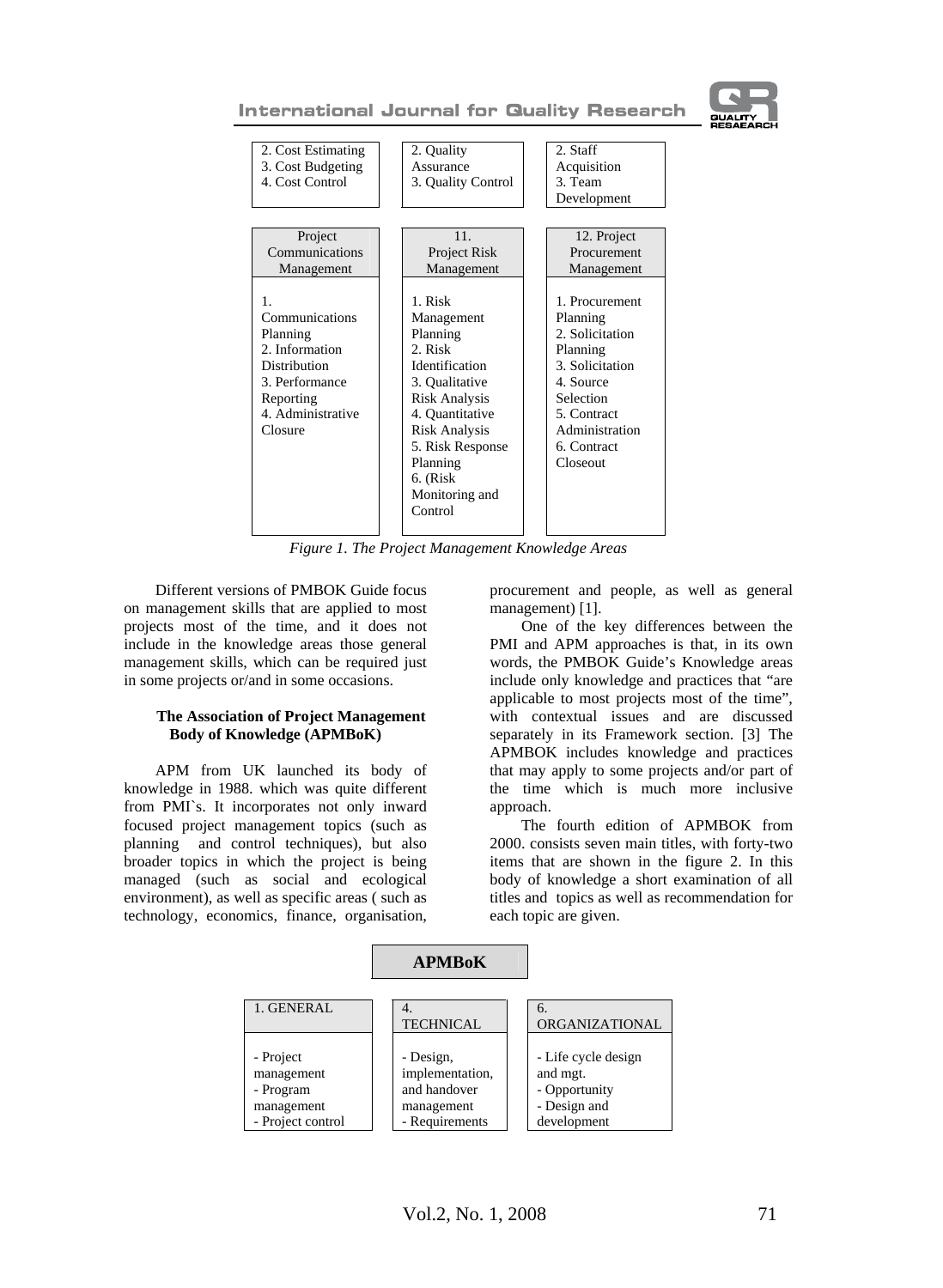| 2. Cost Estimating<br>3. Cost Budgeting<br>4. Cost Control | 2. Quality Assurance<br>3. Quality Control | 2. Staff Acquisition<br>3. Team Development |
|---|---|---|
| **Project Communications Management** | **11. Project Risk Management** | **12. Project Procurement Management** |
| 1. Communications Planning<br>2. Information Distribution<br>3. Performance Reporting<br>4. Administrative Closure | 1. Risk Management Planning<br>2. Risk Identification<br>3. Qualitative Risk Analysis<br>4. Quantitative Risk Analysis<br>5. Risk Response Planning<br>6. (Risk Monitoring and Control | 1. Procurement Planning<br>2. Solicitation Planning<br>3. Solicitation<br>4. Source Selection<br>5. Contract Administration<br>6. Contract Closeout |

*Figure 1. The Project Management Knowledge Areas*

Different versions of PMBOK Guide focus on management skills that are applied to most projects most of the time, and it does not include in the knowledge areas those general management skills, which can be required just in some projects or/and in some occasions.

### The Association of Project Management Body of Knowledge (APMBoK)

APM from UK launched its body of knowledge in 1988. which was quite different from PMI`s. It incorporates not only inward focused project management topics (such as planning and control techniques), but also broader topics in which the project is being managed (such as social and ecological environment), as well as specific areas ( such as technology, economics, finance, organisation, procurement and people, as well as general management) [1].

One of the key differences between the PMI and APM approaches is that, in its own words, the PMBOK Guide's Knowledge areas include only knowledge and practices that "are applicable to most projects most of the time", with contextual issues and are discussed separately in its Framework section. [3] The APMBOK includes knowledge and practices that may apply to some projects and/or part of the time which is much more inclusive approach.

The fourth edition of APMBOK from 2000. consists seven main titles, with forty-two items that are shown in the figure 2. In this body of knowledge a short examination of all titles and topics as well as recommendation for each topic are given.

**APMBoK**

| 1. GENERAL | 4. TECHNICAL | 6. ORGANIZATIONAL |
|---|---|---|
| - Project management<br>- Program management<br>- Project control | - Design, implementation, and handover management<br>- Requirements | - Life cycle design and mgt.<br>- Opportunity<br>- Design and development |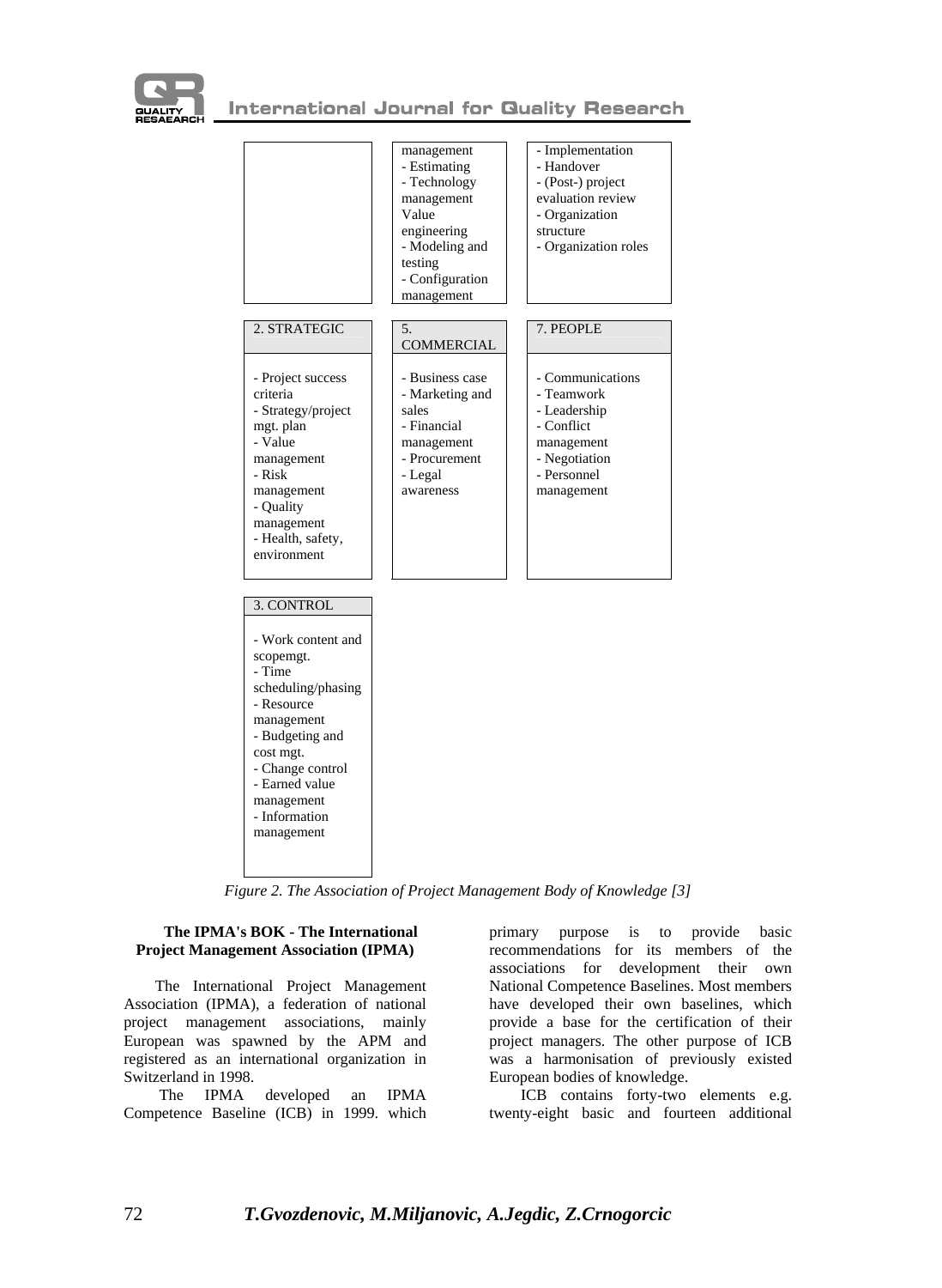| | | |
|---|---|---|
| | management<br>- Estimating<br>- Technology management<br>Value engineering<br>- Modeling and testing<br>- Configuration management | - Implementation<br>- Handover<br>- (Post-) project evaluation review<br>- Organization structure<br>- Organization roles |
| **2. STRATEGIC** | **5. COMMERCIAL** | **7. PEOPLE** |
| - Project success criteria<br>- Strategy/project mgt. plan<br>- Value management<br>- Risk management<br>- Quality management<br>- Health, safety, environment | - Business case<br>- Marketing and sales<br>- Financial management<br>- Procurement<br>- Legal awareness | - Communications<br>- Teamwork<br>- Leadership<br>- Conflict management<br>- Negotiation<br>- Personnel management |
| **3. CONTROL** | | |
| - Work content and scopemgt.<br>- Time scheduling/phasing<br>- Resource management<br>- Budgeting and cost mgt.<br>- Change control<br>- Earned value management<br>- Information management | | |

*Figure 2. The Association of Project Management Body of Knowledge [3]*

**The IPMA's BOK - The International Project Management Association (IPMA)**

The International Project Management Association (IPMA), a federation of national project management associations, mainly European was spawned by the APM and registered as an international organization in Switzerland in 1998.

The IPMA developed an IPMA Competence Baseline (ICB) in 1999. which primary purpose is to provide basic recommendations for its members of the associations for development their own National Competence Baselines. Most members have developed their own baselines, which provide a base for the certification of their project managers. The other purpose of ICB was a harmonisation of previously existed European bodies of knowledge.

ICB contains forty-two elements e.g. twenty-eight basic and fourteen additional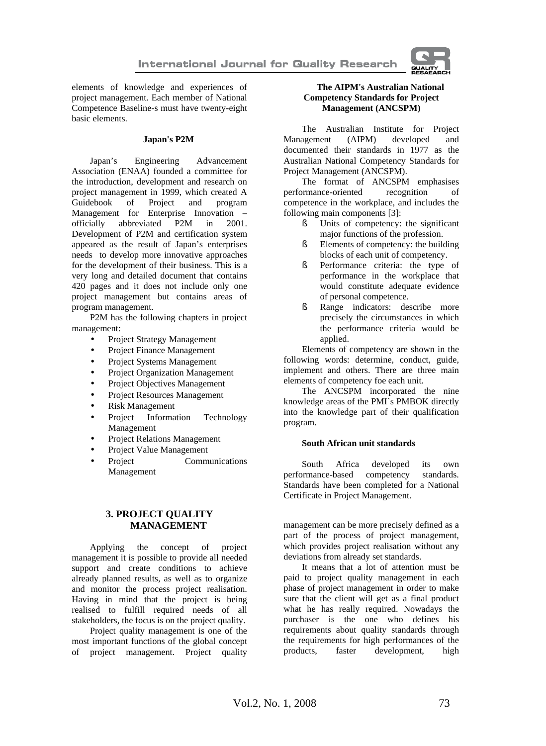elements of knowledge and experiences of project management. Each member of National Competence Baseline-s must have twenty-eight basic elements.

#### Japan's P2M

Japan's Engineering Advancement Association (ENAA) founded a committee for the introduction, development and research on project management in 1999, which created A Guidebook of Project and program Management for Enterprise Innovation – officially abbreviated P2M in 2001. Development of P2M and certification system appeared as the result of Japan's enterprises needs to develop more innovative approaches for the development of their business. This is a very long and detailed document that contains 420 pages and it does not include only one project management but contains areas of program management.

P2M has the following chapters in project management:

- Project Strategy Management
- Project Finance Management
- Project Systems Management
- Project Organization Management
- Project Objectives Management
- Project Resources Management
- Risk Management
- Project Information Technology Management
- Project Relations Management
- Project Value Management
- Project Communications Management

#### The AIPM's Australian National Competency Standards for Project Management (ANCSPM)

The Australian Institute for Project Management (AIPM) developed and documented their standards in 1977 as the Australian National Competency Standards for Project Management (ANCSPM).

The format of ANCSPM emphasises performance-oriented recognition of competence in the workplace, and includes the following main components [3]:

- Units of competency: the significant major functions of the profession.
- Elements of competency: the building blocks of each unit of competency.
- Performance criteria: the type of performance in the workplace that would constitute adequate evidence of personal competence.
- Range indicators: describe more precisely the circumstances in which the performance criteria would be applied.

Elements of competency are shown in the following words: determine, conduct, guide, implement and others. There are three main elements of competency foe each unit.

The ANCSPM incorporated the nine knowledge areas of the PMI`s PMBOK directly into the knowledge part of their qualification program.

#### South African unit standards

South Africa developed its own performance-based competency standards. Standards have been completed for a National Certificate in Project Management.

## 3. PROJECT QUALITY MANAGEMENT

Applying the concept of project management it is possible to provide all needed support and create conditions to achieve already planned results, as well as to organize and monitor the process project realisation. Having in mind that the project is being realised to fulfill required needs of all stakeholders, the focus is on the project quality.

Project quality management is one of the most important functions of the global concept of project management. Project quality management can be more precisely defined as a part of the process of project management, which provides project realisation without any deviations from already set standards.

It means that a lot of attention must be paid to project quality management in each phase of project management in order to make sure that the client will get as a final product what he has really required. Nowadays the purchaser is the one who defines his requirements about quality standards through the requirements for high performances of the products, faster development, high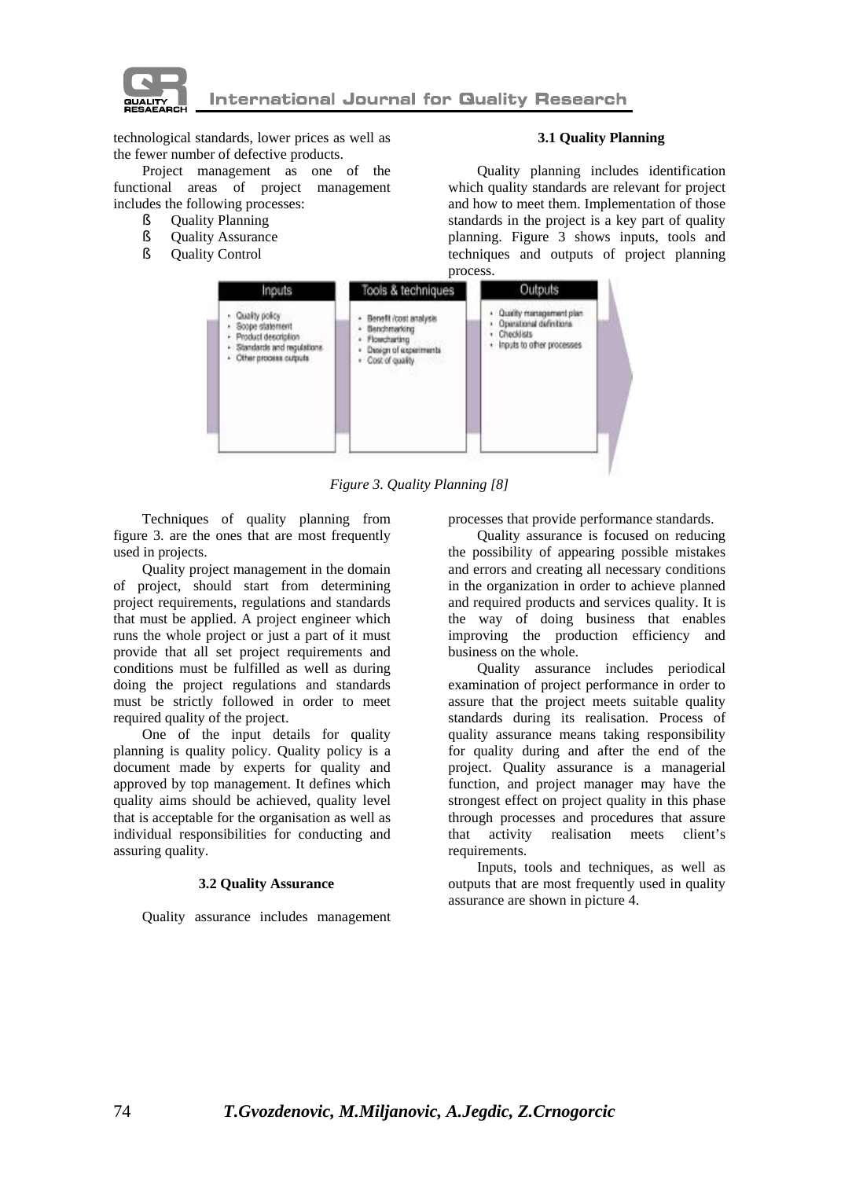technological standards, lower prices as well as the fewer number of defective products.

Project management as one of the functional areas of project management includes the following processes:

- Quality Planning
- Quality Assurance
- Quality Control

### 3.1 Quality Planning

Quality planning includes identification which quality standards are relevant for project and how to meet them. Implementation of those standards in the project is a key part of quality planning. Figure 3 shows inputs, tools and techniques and outputs of project planning process.

| Inputs | Tools & techniques | Outputs |
|---|---|---|
| • Quality policy<br>• Scope statement<br>• Product description<br>• Standards and regulations<br>• Other process outputs | • Benefit /cost analysis<br>• Benchmarking<br>• Flowcharting<br>• Design of experiments<br>• Cost of quality | • Quality management plan<br>• Operational definitions<br>• Checklists<br>• Inputs to other processes |

*Figure 3. Quality Planning [8]*

Techniques of quality planning from figure 3. are the ones that are most frequently used in projects.

Quality project management in the domain of project, should start from determining project requirements, regulations and standards that must be applied. A project engineer which runs the whole project or just a part of it must provide that all set project requirements and conditions must be fulfilled as well as during doing the project regulations and standards must be strictly followed in order to meet required quality of the project.

One of the input details for quality planning is quality policy. Quality policy is a document made by experts for quality and approved by top management. It defines which quality aims should be achieved, quality level that is acceptable for the organisation as well as individual responsibilities for conducting and assuring quality.

### 3.2 Quality Assurance

Quality assurance includes management processes that provide performance standards.

Quality assurance is focused on reducing the possibility of appearing possible mistakes and errors and creating all necessary conditions in the organization in order to achieve planned and required products and services quality. It is the way of doing business that enables improving the production efficiency and business on the whole.

Quality assurance includes periodical examination of project performance in order to assure that the project meets suitable quality standards during its realisation. Process of quality assurance means taking responsibility for quality during and after the end of the project. Quality assurance is a managerial function, and project manager may have the strongest effect on project quality in this phase through processes and procedures that assure that activity realisation meets client's requirements.

Inputs, tools and techniques, as well as outputs that are most frequently used in quality assurance are shown in picture 4.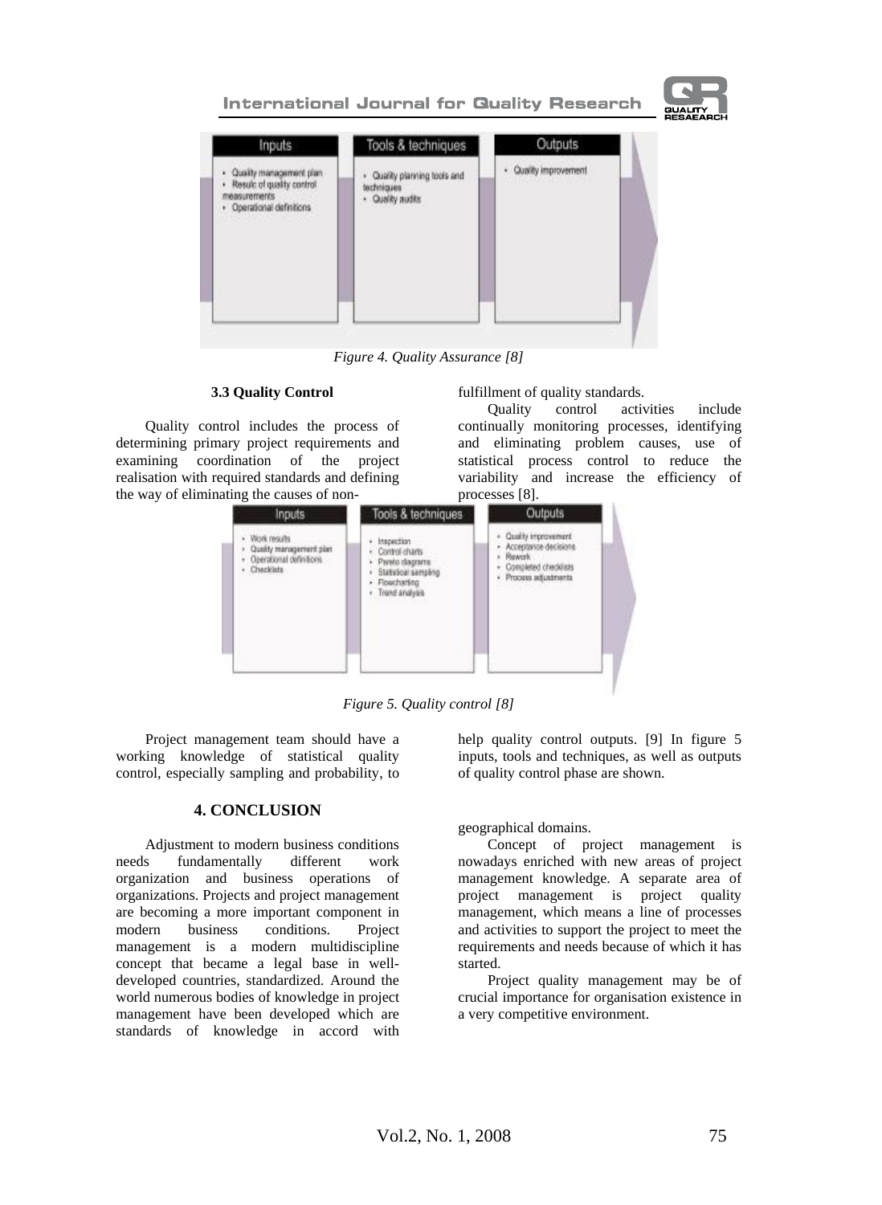| Inputs | Tools & techniques | Outputs |
| --- | --- | --- |
| • Quality management plan<br>• Result of quality control measurements<br>• Operational definitions | • Quality planning tools and techniques<br>• Quality audits | • Quality improvement |

*Figure 4. Quality Assurance [8]*

### 3.3 Quality Control

Quality control includes the process of determining primary project requirements and examining coordination of the project realisation with required standards and defining the way of eliminating the causes of non-fulfillment of quality standards.

Quality control activities include continually monitoring processes, identifying and eliminating problem causes, use of statistical process control to reduce the variability and increase the efficiency of processes [8].

| Inputs | Tools & techniques | Outputs |
| --- | --- | --- |
| • Work results<br>• Quality management plan<br>• Operational definitions<br>• Checklists | • Inspection<br>• Control charts<br>• Pareto diagrams<br>• Statistical sampling<br>• Flowcharting<br>• Trend analysis | • Quality improvement<br>• Acceptance decisions<br>• Rework<br>• Completed checklists<br>• Process adjustments |

*Figure 5. Quality control [8]*

Project management team should have a working knowledge of statistical quality control, especially sampling and probability, to help quality control outputs. [9] In figure 5 inputs, tools and techniques, as well as outputs of quality control phase are shown.

## 4. CONCLUSION

Adjustment to modern business conditions needs fundamentally different work organization and business operations of organizations. Projects and project management are becoming a more important component in modern business conditions. Project management is a modern multidiscipline concept that became a legal base in well-developed countries, standardized. Around the world numerous bodies of knowledge in project management have been developed which are standards of knowledge in accord with geographical domains.

Concept of project management is nowadays enriched with new areas of project management knowledge. A separate area of project management is project quality management, which means a line of processes and activities to support the project to meet the requirements and needs because of which it has started.

Project quality management may be of crucial importance for organisation existence in a very competitive environment.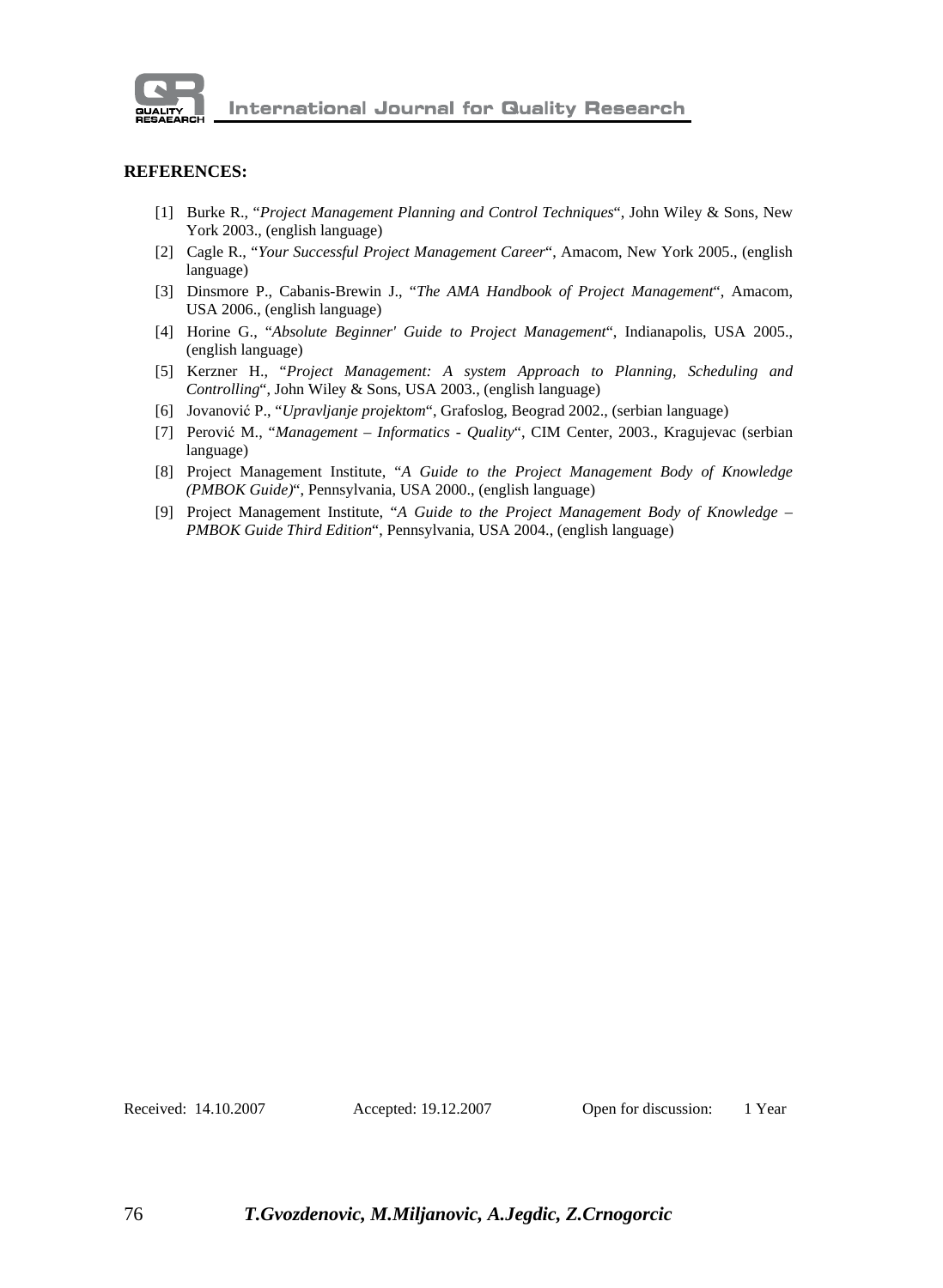**REFERENCES:**

[1] Burke R., "*Project Management Planning and Control Techniques*", John Wiley & Sons, New York 2003., (english language)

[2] Cagle R., "*Your Successful Project Management Career*", Amacom, New York 2005., (english language)

[3] Dinsmore P., Cabanis-Brewin J., "*The AMA Handbook of Project Management*", Amacom, USA 2006., (english language)

[4] Horine G., "*Absolute Beginner' Guide to Project Management*", Indianapolis, USA 2005., (english language)

[5] Kerzner H., "*Project Management: A system Approach to Planning, Scheduling and Controlling*", John Wiley & Sons, USA 2003., (english language)

[6] Jovanović P., "*Upravljanje projektom*", Grafoslog, Beograd 2002., (serbian language)

[7] Perović M., "*Management – Informatics - Quality*", CIM Center, 2003., Kragujevac (serbian language)

[8] Project Management Institute, "*A Guide to the Project Management Body of Knowledge (PMBOK Guide)*", Pennsylvania, USA 2000., (english language)

[9] Project Management Institute, "*A Guide to the Project Management Body of Knowledge – PMBOK Guide Third Edition*", Pennsylvania, USA 2004., (english language)

Received: 14.10.2007 Accepted: 19.12.2007 Open for discussion: 1 Year